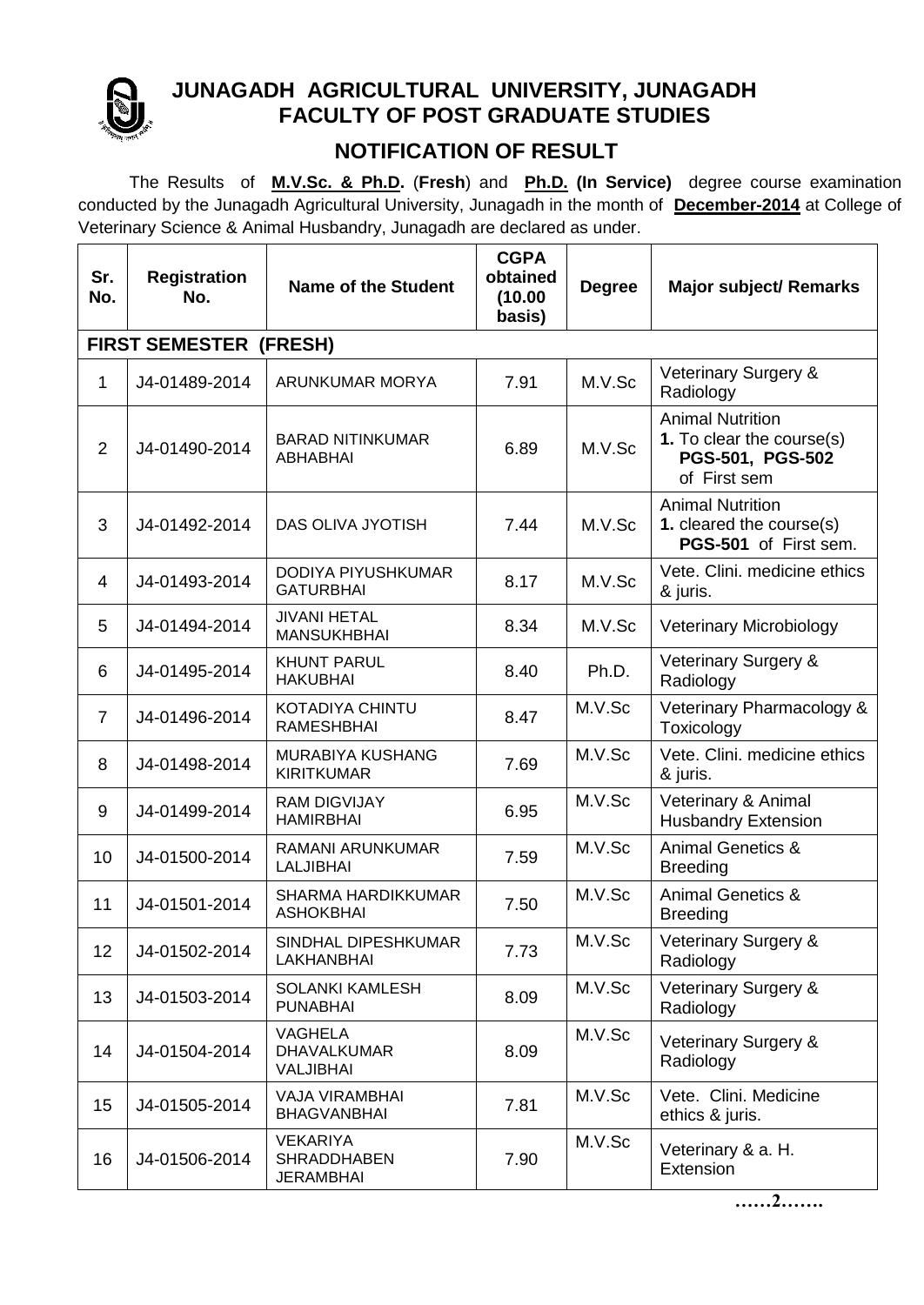# JUNAGADH AGRICULTURAL UNIVERSITY, JUNAGADH
## FACULTY OF POST GRADUATE STUDIES

## NOTIFICATION OF RESULT

The Results of **M.V.Sc. & Ph.D.** (**Fresh**) and **Ph.D. (In Service)** degree course examination conducted by the Junagadh Agricultural University, Junagadh in the month of **December-2014** at College of Veterinary Science & Animal Husbandry, Junagadh are declared as under.

| Sr. No. | Registration No. | Name of the Student | CGPA obtained (10.00 basis) | Degree | Major subject/ Remarks |
|---|---|---|---|---|---|
| **FIRST SEMESTER (FRESH)** | | | | | |
| 1 | J4-01489-2014 | ARUNKUMAR MORYA | 7.91 | M.V.Sc | Veterinary Surgery & Radiology |
| 2 | J4-01490-2014 | BARAD NITINKUMAR ABHABHAI | 6.89 | M.V.Sc | Animal Nutrition **1.** To clear the course(s) **PGS-501, PGS-502** of First sem |
| 3 | J4-01492-2014 | DAS OLIVA JYOTISH | 7.44 | M.V.Sc | Animal Nutrition **1.** cleared the course(s) **PGS-501** of First sem. |
| 4 | J4-01493-2014 | DODIYA PIYUSHKUMAR GATURBHAI | 8.17 | M.V.Sc | Vete. Clini. medicine ethics & juris. |
| 5 | J4-01494-2014 | JIVANI HETAL MANSUKHBHAI | 8.34 | M.V.Sc | Veterinary Microbiology |
| 6 | J4-01495-2014 | KHUNT PARUL HAKUBHAI | 8.40 | Ph.D. | Veterinary Surgery & Radiology |
| 7 | J4-01496-2014 | KOTADIYA CHINTU RAMESHBHAI | 8.47 | M.V.Sc | Veterinary Pharmacology & Toxicology |
| 8 | J4-01498-2014 | MURABIYA KUSHANG KIRITKUMAR | 7.69 | M.V.Sc | Vete. Clini. medicine ethics & juris. |
| 9 | J4-01499-2014 | RAM DIGVIJAY HAMIRBHAI | 6.95 | M.V.Sc | Veterinary & Animal Husbandry Extension |
| 10 | J4-01500-2014 | RAMANI ARUNKUMAR LALJIBHAI | 7.59 | M.V.Sc | Animal Genetics & Breeding |
| 11 | J4-01501-2014 | SHARMA HARDIKKUMAR ASHOKBHAI | 7.50 | M.V.Sc | Animal Genetics & Breeding |
| 12 | J4-01502-2014 | SINDHAL DIPESHKUMAR LAKHANBHAI | 7.73 | M.V.Sc | Veterinary Surgery & Radiology |
| 13 | J4-01503-2014 | SOLANKI KAMLESH PUNABHAI | 8.09 | M.V.Sc | Veterinary Surgery & Radiology |
| 14 | J4-01504-2014 | VAGHELA DHAVALKUMAR VALJIBHAI | 8.09 | M.V.Sc | Veterinary Surgery & Radiology |
| 15 | J4-01505-2014 | VAJA VIRAMBHAI BHAGVANBHAI | 7.81 | M.V.Sc | Vete. Clini. Medicine ethics & juris. |
| 16 | J4-01506-2014 | VEKARIYA SHRADDHABEN JERAMBHAI | 7.90 | M.V.Sc | Veterinary & a. H. Extension |

……2…….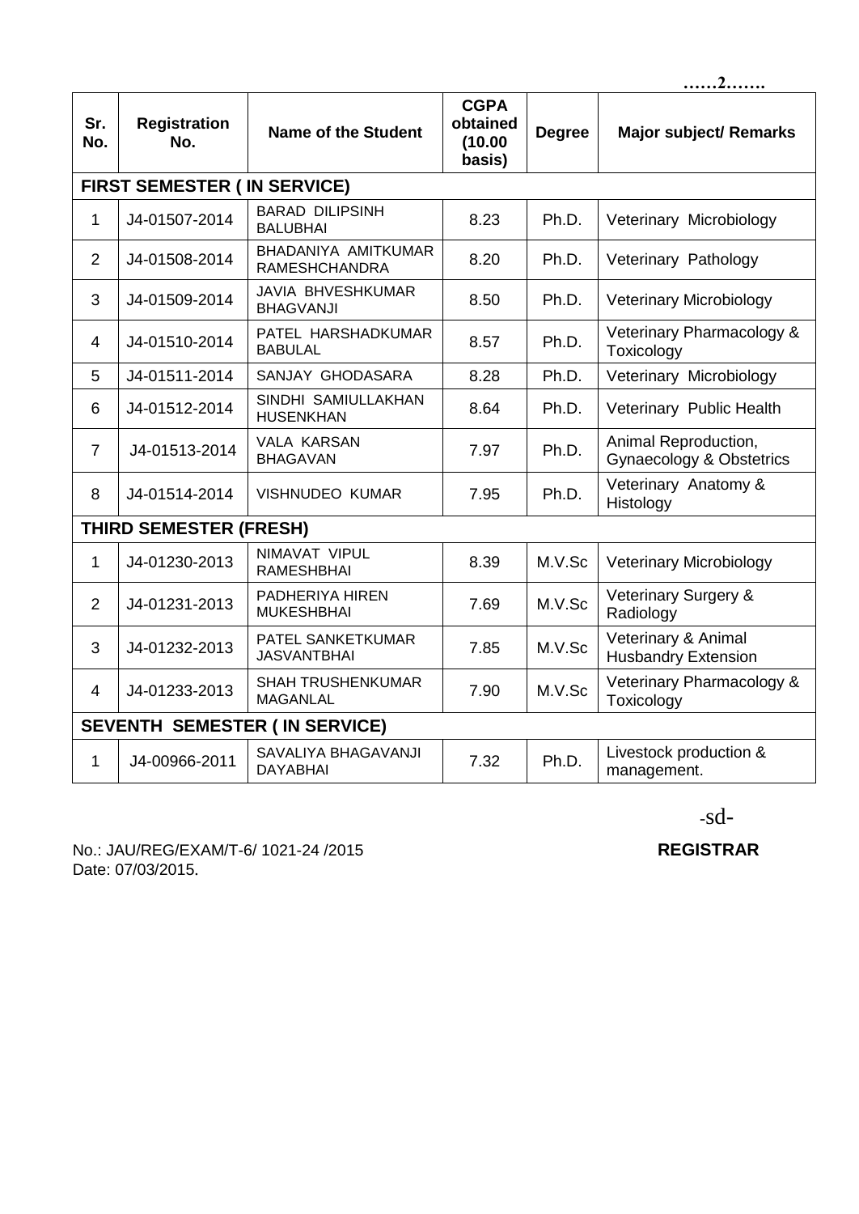| Sr. No. | Registration No. | Name of the Student | CGPA obtained (10.00 basis) | Degree | Major subject/ Remarks |
|---|---|---|---|---|---|
| **FIRST SEMESTER ( IN SERVICE)** | | | | | |
| 1 | J4-01507-2014 | BARAD DILIPSINH BALUBHAI | 8.23 | Ph.D. | Veterinary Microbiology |
| 2 | J4-01508-2014 | BHADANIYA AMITKUMAR RAMESHCHANDRA | 8.20 | Ph.D. | Veterinary Pathology |
| 3 | J4-01509-2014 | JAVIA BHVESHKUMAR BHAGVANJI | 8.50 | Ph.D. | Veterinary Microbiology |
| 4 | J4-01510-2014 | PATEL HARSHADKUMAR BABULAL | 8.57 | Ph.D. | Veterinary Pharmacology & Toxicology |
| 5 | J4-01511-2014 | SANJAY GHODASARA | 8.28 | Ph.D. | Veterinary Microbiology |
| 6 | J4-01512-2014 | SINDHI SAMIULLAKHAN HUSENKHAN | 8.64 | Ph.D. | Veterinary Public Health |
| 7 | J4-01513-2014 | VALA KARSAN BHAGAVAN | 7.97 | Ph.D. | Animal Reproduction, Gynaecology & Obstetrics |
| 8 | J4-01514-2014 | VISHNUDEO KUMAR | 7.95 | Ph.D. | Veterinary Anatomy & Histology |
| **THIRD SEMESTER (FRESH)** | | | | | |
| 1 | J4-01230-2013 | NIMAVAT VIPUL RAMESHBHAI | 8.39 | M.V.Sc | Veterinary Microbiology |
| 2 | J4-01231-2013 | PADHERIYA HIREN MUKESHBHAI | 7.69 | M.V.Sc | Veterinary Surgery & Radiology |
| 3 | J4-01232-2013 | PATEL SANKETKUMAR JASVANTBHAI | 7.85 | M.V.Sc | Veterinary & Animal Husbandry Extension |
| 4 | J4-01233-2013 | SHAH TRUSHENKUMAR MAGANLAL | 7.90 | M.V.Sc | Veterinary Pharmacology & Toxicology |
| **SEVENTH SEMESTER ( IN SERVICE)** | | | | | |
| 1 | J4-00966-2011 | SAVALIYA BHAGAVANJI DAYABHAI | 7.32 | Ph.D. | Livestock production & management. |

-sd-

No.: JAU/REG/EXAM/T-6/ 1021-24 /2015 **REGISTRAR**
Date: 07/03/2015.